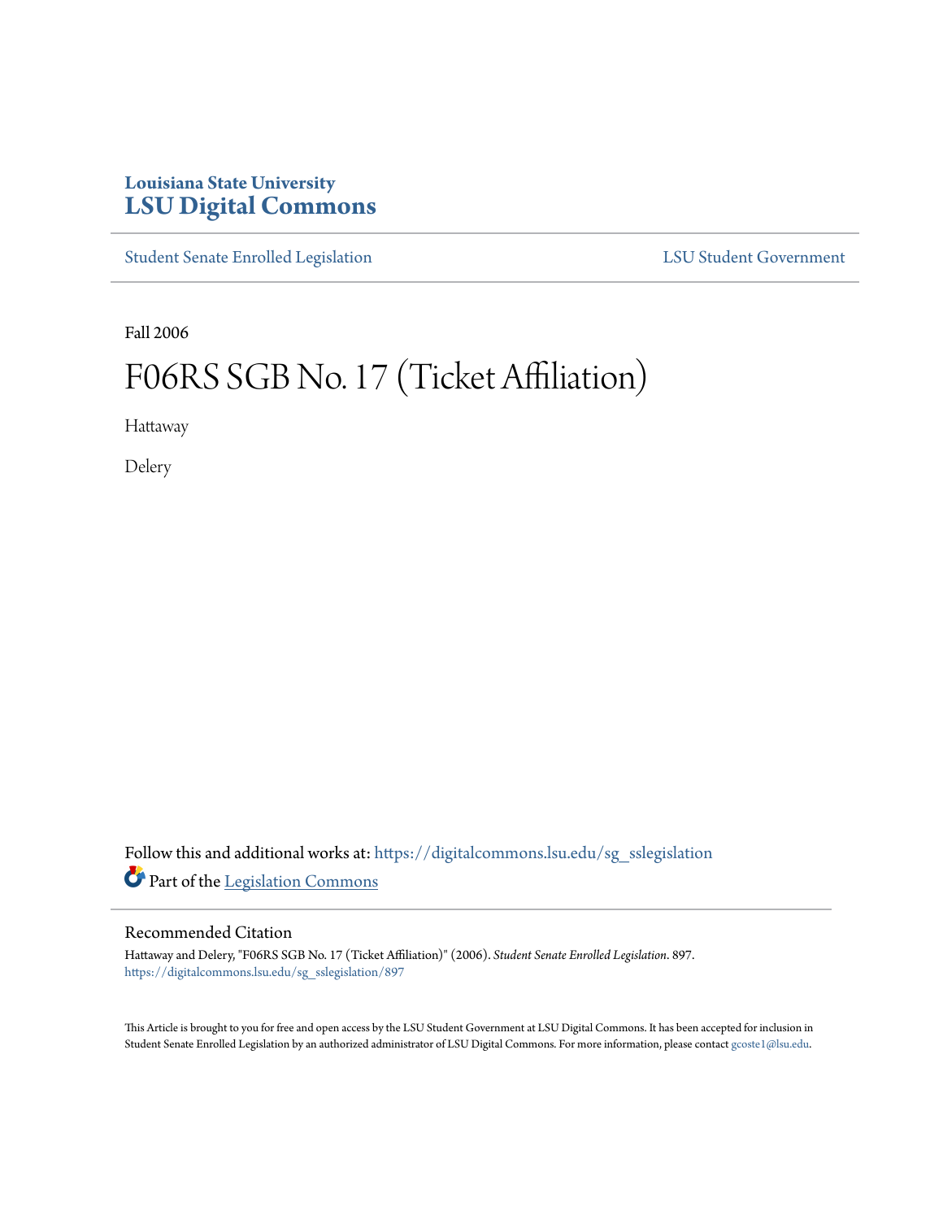Louisiana State University
# LSU Digital Commons

Student Senate Enrolled Legislation | LSU Student Government

Fall 2006

# F06RS SGB No. 17 (Ticket Affiliation)

Hattaway

Delery

Follow this and additional works at: https://digitalcommons.lsu.edu/sg_sslegislation

Part of the Legislation Commons

## Recommended Citation

Hattaway and Delery, "F06RS SGB No. 17 (Ticket Affiliation)" (2006). *Student Senate Enrolled Legislation*. 897.
https://digitalcommons.lsu.edu/sg_sslegislation/897

This Article is brought to you for free and open access by the LSU Student Government at LSU Digital Commons. It has been accepted for inclusion in Student Senate Enrolled Legislation by an authorized administrator of LSU Digital Commons. For more information, please contact gcoste1@lsu.edu.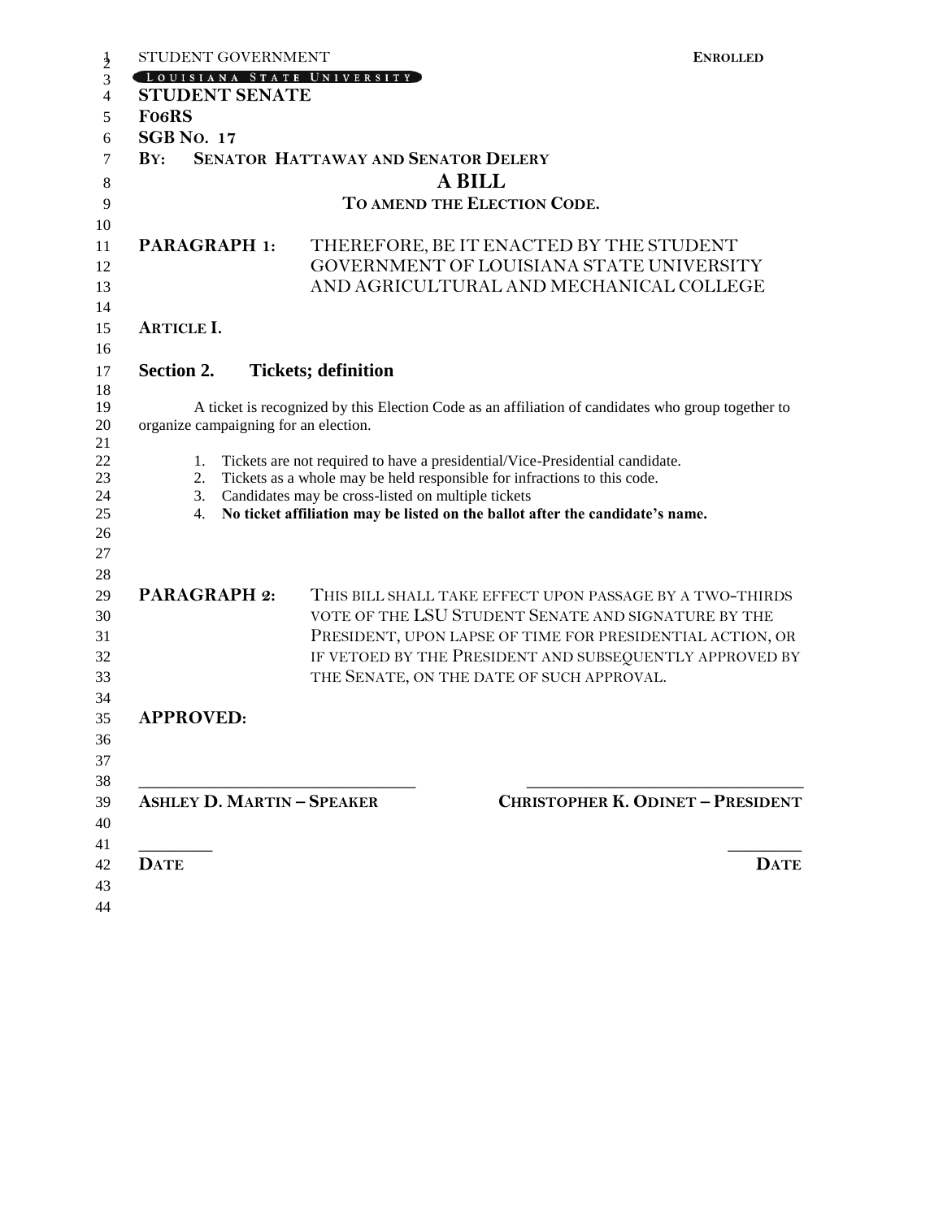STUDENT GOVERNMENT **ENROLLED**

LOUISIANA STATE UNIVERSITY

**STUDENT SENATE**

**F06RS**

**SGB NO. 17**

**BY: SENATOR HATTAWAY AND SENATOR DELERY**

# A BILL

## TO AMEND THE ELECTION CODE.

**PARAGRAPH 1:** THEREFORE, BE IT ENACTED BY THE STUDENT GOVERNMENT OF LOUISIANA STATE UNIVERSITY AND AGRICULTURAL AND MECHANICAL COLLEGE

**ARTICLE I.**

### Section 2. Tickets; definition

A ticket is recognized by this Election Code as an affiliation of candidates who group together to organize campaigning for an election.

1. Tickets are not required to have a presidential/Vice-Presidential candidate.
2. Tickets as a whole may be held responsible for infractions to this code.
3. Candidates may be cross-listed on multiple tickets
4. **No ticket affiliation may be listed on the ballot after the candidate's name.**

**PARAGRAPH 2:** THIS BILL SHALL TAKE EFFECT UPON PASSAGE BY A TWO-THIRDS VOTE OF THE LSU STUDENT SENATE AND SIGNATURE BY THE PRESIDENT, UPON LAPSE OF TIME FOR PRESIDENTIAL ACTION, OR IF VETOED BY THE PRESIDENT AND SUBSEQUENTLY APPROVED BY THE SENATE, ON THE DATE OF SUCH APPROVAL.

**APPROVED:**

______________________________ ______________________________

**ASHLEY D. MARTIN – SPEAKER** **CHRISTOPHER K. ODINET – PRESIDENT**

________ ________

**DATE** **DATE**